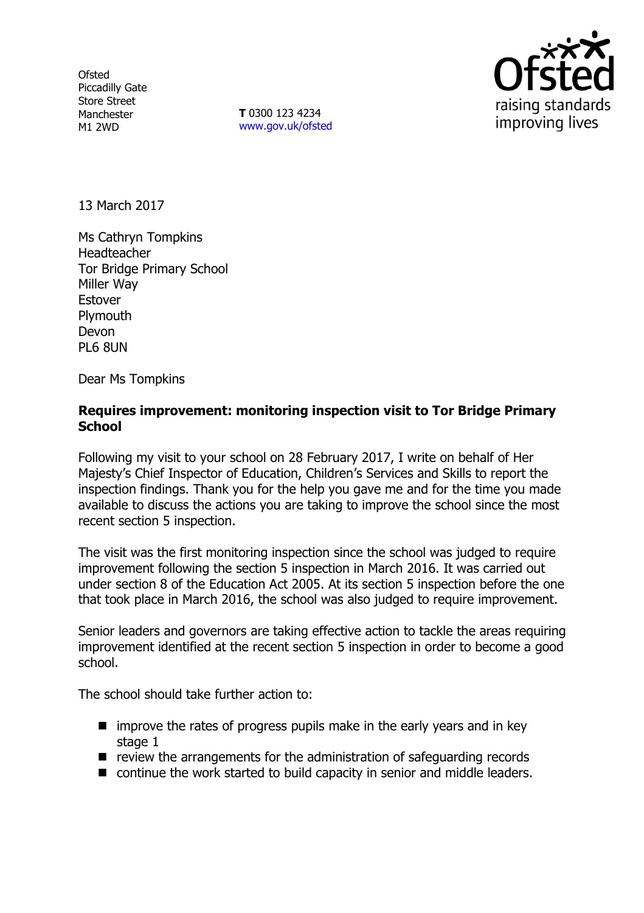Ofsted
Piccadilly Gate
Store Street
Manchester
M1 2WD

**T** 0300 123 4234
www.gov.uk/ofsted

raising standards
improving lives

13 March 2017

Ms Cathryn Tompkins
Headteacher
Tor Bridge Primary School
Miller Way
Estover
Plymouth
Devon
PL6 8UN

Dear Ms Tompkins

**Requires improvement: monitoring inspection visit to Tor Bridge Primary School**

Following my visit to your school on 28 February 2017, I write on behalf of Her Majesty's Chief Inspector of Education, Children's Services and Skills to report the inspection findings. Thank you for the help you gave me and for the time you made available to discuss the actions you are taking to improve the school since the most recent section 5 inspection.

The visit was the first monitoring inspection since the school was judged to require improvement following the section 5 inspection in March 2016. It was carried out under section 8 of the Education Act 2005. At its section 5 inspection before the one that took place in March 2016, the school was also judged to require improvement.

Senior leaders and governors are taking effective action to tackle the areas requiring improvement identified at the recent section 5 inspection in order to become a good school.

The school should take further action to:

- improve the rates of progress pupils make in the early years and in key stage 1
- review the arrangements for the administration of safeguarding records
- continue the work started to build capacity in senior and middle leaders.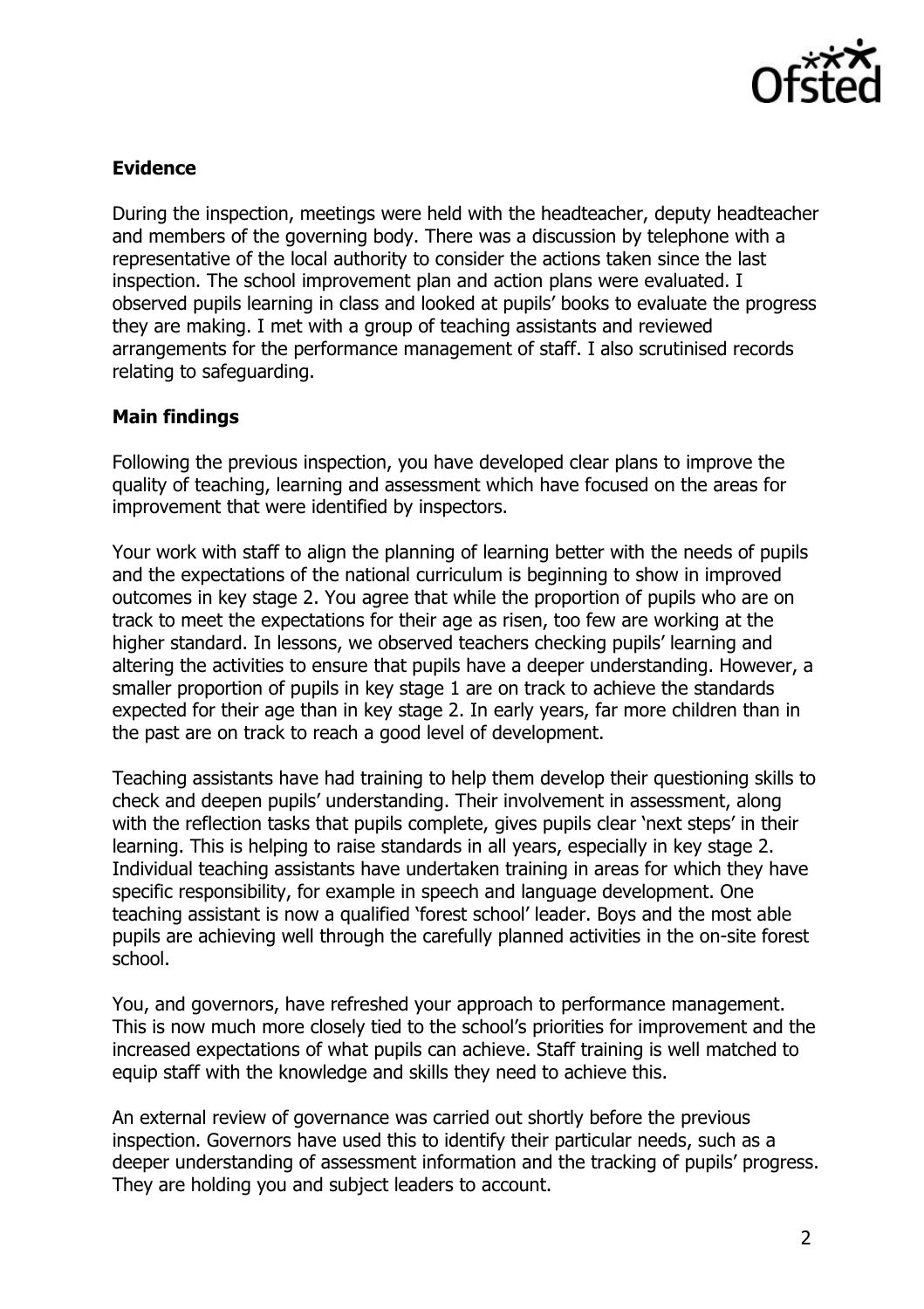**Evidence**

During the inspection, meetings were held with the headteacher, deputy headteacher and members of the governing body. There was a discussion by telephone with a representative of the local authority to consider the actions taken since the last inspection. The school improvement plan and action plans were evaluated. I observed pupils learning in class and looked at pupils' books to evaluate the progress they are making. I met with a group of teaching assistants and reviewed arrangements for the performance management of staff. I also scrutinised records relating to safeguarding.

**Main findings**

Following the previous inspection, you have developed clear plans to improve the quality of teaching, learning and assessment which have focused on the areas for improvement that were identified by inspectors.

Your work with staff to align the planning of learning better with the needs of pupils and the expectations of the national curriculum is beginning to show in improved outcomes in key stage 2. You agree that while the proportion of pupils who are on track to meet the expectations for their age as risen, too few are working at the higher standard. In lessons, we observed teachers checking pupils' learning and altering the activities to ensure that pupils have a deeper understanding. However, a smaller proportion of pupils in key stage 1 are on track to achieve the standards expected for their age than in key stage 2. In early years, far more children than in the past are on track to reach a good level of development.

Teaching assistants have had training to help them develop their questioning skills to check and deepen pupils' understanding. Their involvement in assessment, along with the reflection tasks that pupils complete, gives pupils clear 'next steps' in their learning. This is helping to raise standards in all years, especially in key stage 2. Individual teaching assistants have undertaken training in areas for which they have specific responsibility, for example in speech and language development. One teaching assistant is now a qualified 'forest school' leader. Boys and the most able pupils are achieving well through the carefully planned activities in the on-site forest school.

You, and governors, have refreshed your approach to performance management. This is now much more closely tied to the school's priorities for improvement and the increased expectations of what pupils can achieve. Staff training is well matched to equip staff with the knowledge and skills they need to achieve this.

An external review of governance was carried out shortly before the previous inspection. Governors have used this to identify their particular needs, such as a deeper understanding of assessment information and the tracking of pupils' progress. They are holding you and subject leaders to account.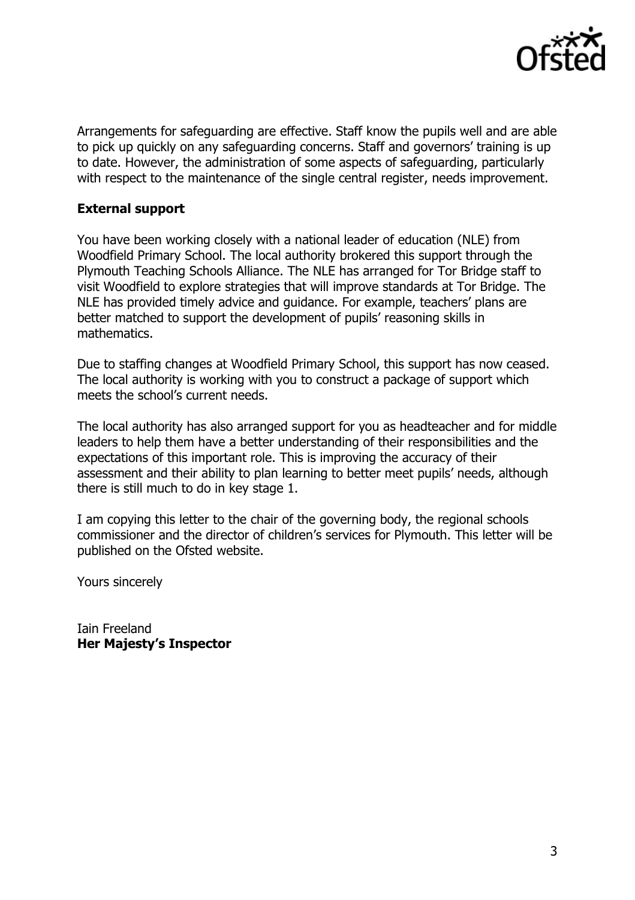Arrangements for safeguarding are effective. Staff know the pupils well and are able to pick up quickly on any safeguarding concerns. Staff and governors' training is up to date. However, the administration of some aspects of safeguarding, particularly with respect to the maintenance of the single central register, needs improvement.

### External support

You have been working closely with a national leader of education (NLE) from Woodfield Primary School. The local authority brokered this support through the Plymouth Teaching Schools Alliance. The NLE has arranged for Tor Bridge staff to visit Woodfield to explore strategies that will improve standards at Tor Bridge. The NLE has provided timely advice and guidance. For example, teachers' plans are better matched to support the development of pupils' reasoning skills in mathematics.

Due to staffing changes at Woodfield Primary School, this support has now ceased. The local authority is working with you to construct a package of support which meets the school's current needs.

The local authority has also arranged support for you as headteacher and for middle leaders to help them have a better understanding of their responsibilities and the expectations of this important role. This is improving the accuracy of their assessment and their ability to plan learning to better meet pupils' needs, although there is still much to do in key stage 1.

I am copying this letter to the chair of the governing body, the regional schools commissioner and the director of children's services for Plymouth. This letter will be published on the Ofsted website.

Yours sincerely

Iain Freeland
**Her Majesty's Inspector**